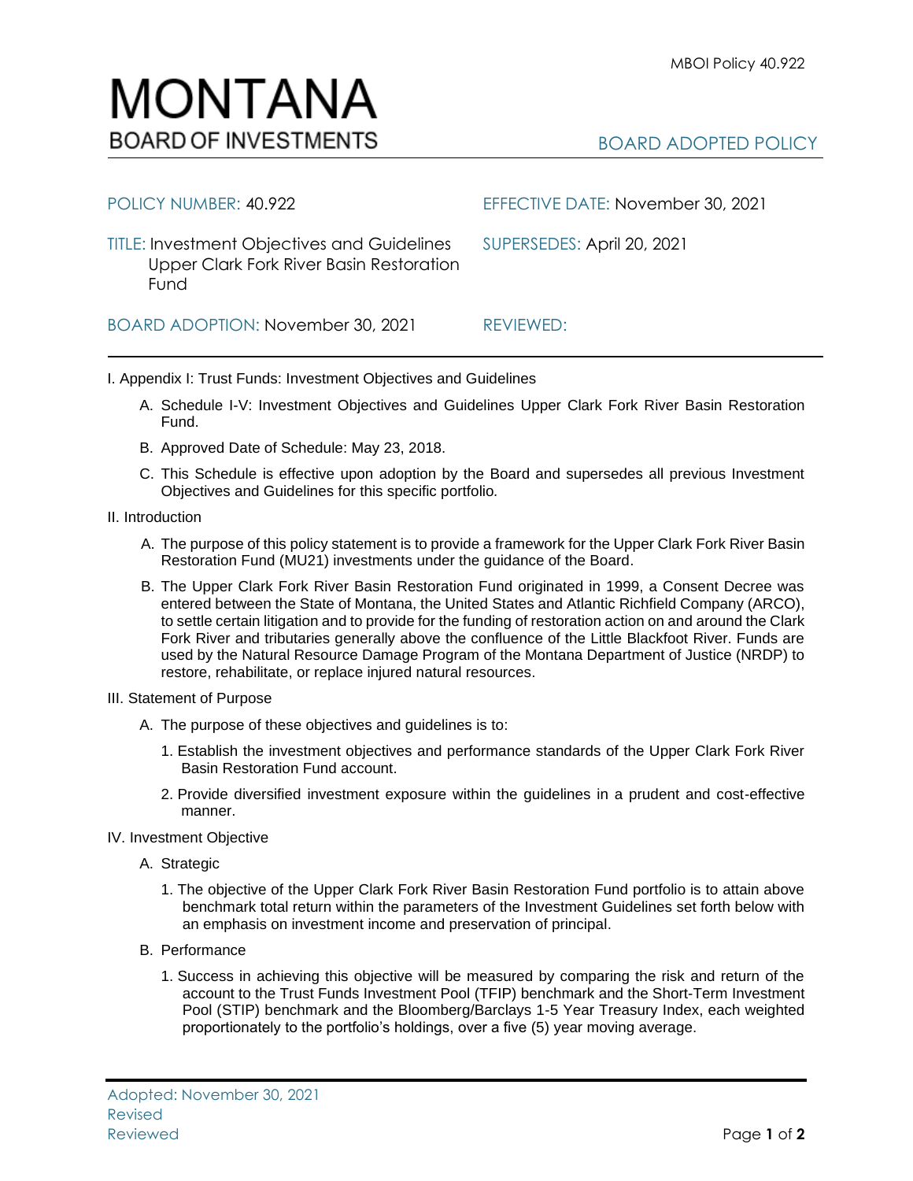# MONTANA
## BOARD OF INVESTMENTS

BOARD ADOPTED POLICY

| | |
|---|---|
| POLICY NUMBER: 40.922 | EFFECTIVE DATE: November 30, 2021 |
| TITLE: Investment Objectives and Guidelines Upper Clark Fork River Basin Restoration Fund | SUPERSEDES: April 20, 2021 |
| BOARD ADOPTION: November 30, 2021 | REVIEWED: |

I. Appendix I: Trust Funds: Investment Objectives and Guidelines

A. Schedule I-V: Investment Objectives and Guidelines Upper Clark Fork River Basin Restoration Fund.

B. Approved Date of Schedule: May 23, 2018.

C. This Schedule is effective upon adoption by the Board and supersedes all previous Investment Objectives and Guidelines for this specific portfolio.

II. Introduction

A. The purpose of this policy statement is to provide a framework for the Upper Clark Fork River Basin Restoration Fund (MU21) investments under the guidance of the Board.

B. The Upper Clark Fork River Basin Restoration Fund originated in 1999, a Consent Decree was entered between the State of Montana, the United States and Atlantic Richfield Company (ARCO), to settle certain litigation and to provide for the funding of restoration action on and around the Clark Fork River and tributaries generally above the confluence of the Little Blackfoot River. Funds are used by the Natural Resource Damage Program of the Montana Department of Justice (NRDP) to restore, rehabilitate, or replace injured natural resources.

III. Statement of Purpose

A. The purpose of these objectives and guidelines is to:

1. Establish the investment objectives and performance standards of the Upper Clark Fork River Basin Restoration Fund account.

2. Provide diversified investment exposure within the guidelines in a prudent and cost-effective manner.

IV. Investment Objective

A. Strategic

1. The objective of the Upper Clark Fork River Basin Restoration Fund portfolio is to attain above benchmark total return within the parameters of the Investment Guidelines set forth below with an emphasis on investment income and preservation of principal.

B. Performance

1. Success in achieving this objective will be measured by comparing the risk and return of the account to the Trust Funds Investment Pool (TFIP) benchmark and the Short-Term Investment Pool (STIP) benchmark and the Bloomberg/Barclays 1-5 Year Treasury Index, each weighted proportionately to the portfolio's holdings, over a five (5) year moving average.

Adopted: November 30, 2021
Revised
Reviewed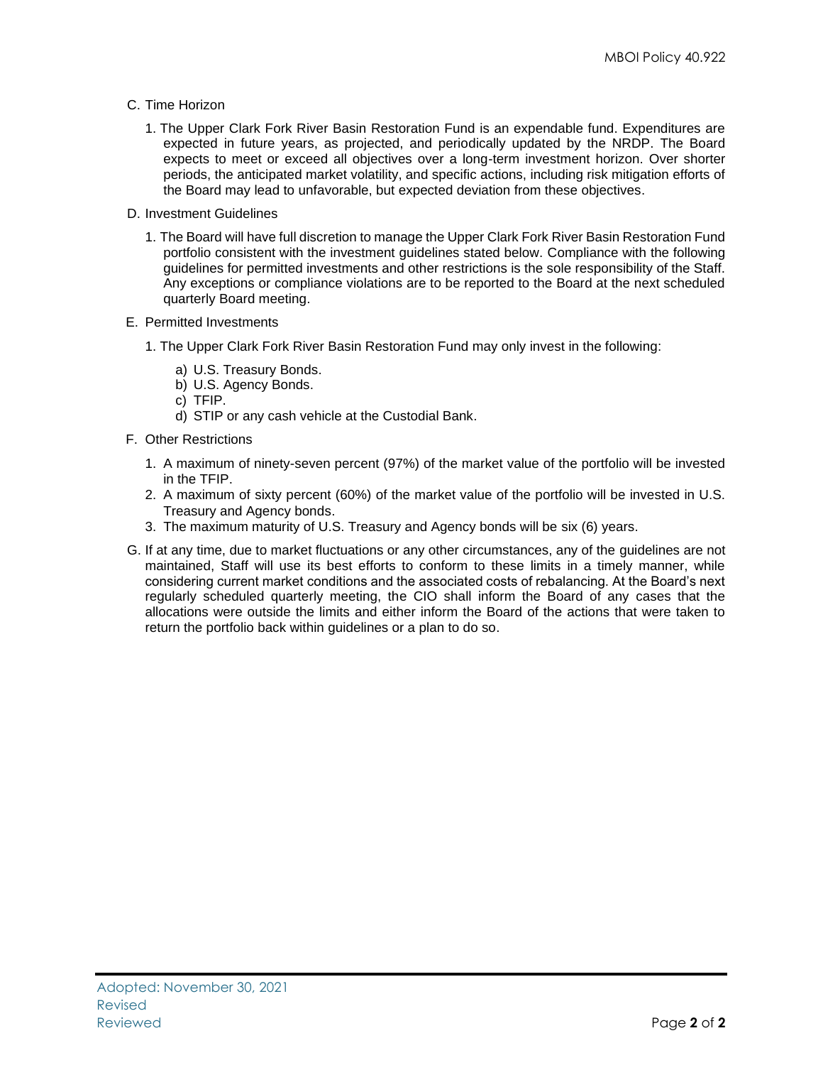C. Time Horizon

1. The Upper Clark Fork River Basin Restoration Fund is an expendable fund. Expenditures are expected in future years, as projected, and periodically updated by the NRDP. The Board expects to meet or exceed all objectives over a long-term investment horizon. Over shorter periods, the anticipated market volatility, and specific actions, including risk mitigation efforts of the Board may lead to unfavorable, but expected deviation from these objectives.

D. Investment Guidelines

1. The Board will have full discretion to manage the Upper Clark Fork River Basin Restoration Fund portfolio consistent with the investment guidelines stated below. Compliance with the following guidelines for permitted investments and other restrictions is the sole responsibility of the Staff. Any exceptions or compliance violations are to be reported to the Board at the next scheduled quarterly Board meeting.

E. Permitted Investments

1. The Upper Clark Fork River Basin Restoration Fund may only invest in the following:

   a) U.S. Treasury Bonds.
   b) U.S. Agency Bonds.
   c) TFIP.
   d) STIP or any cash vehicle at the Custodial Bank.

F. Other Restrictions

1. A maximum of ninety-seven percent (97%) of the market value of the portfolio will be invested in the TFIP.
2. A maximum of sixty percent (60%) of the market value of the portfolio will be invested in U.S. Treasury and Agency bonds.
3. The maximum maturity of U.S. Treasury and Agency bonds will be six (6) years.

G. If at any time, due to market fluctuations or any other circumstances, any of the guidelines are not maintained, Staff will use its best efforts to conform to these limits in a timely manner, while considering current market conditions and the associated costs of rebalancing. At the Board's next regularly scheduled quarterly meeting, the CIO shall inform the Board of any cases that the allocations were outside the limits and either inform the Board of the actions that were taken to return the portfolio back within guidelines or a plan to do so.

Adopted: November 30, 2021
Revised
Reviewed